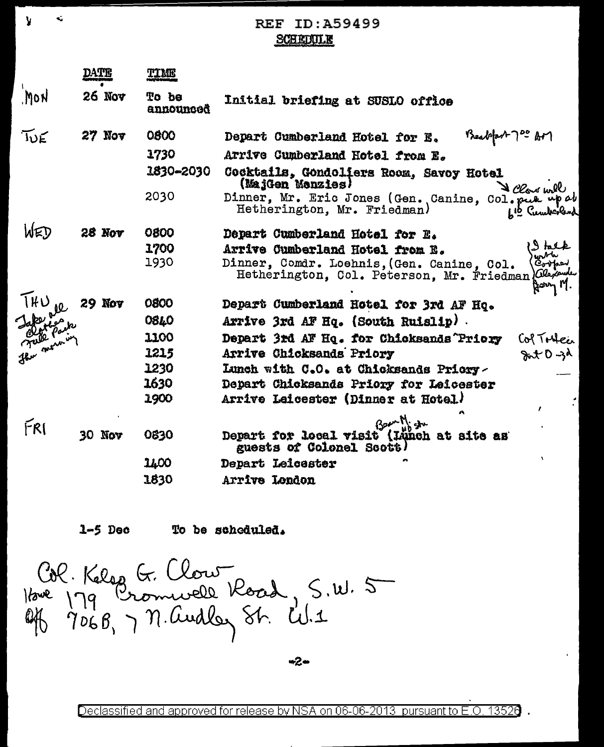REF ID:A59499

## SCHEDULE

| | DATE | TIME | |
|---|---|---|---|
| MON | 26 Nov | To be announced | Initial briefing at SUSLO office |
| TUE | 27 Nov | 0800 | Depart Cumberland Hotel for E. Breakfast 7:00 AM |
| | | 1730 | Arrive Cumberland Hotel from E. |
| | | 1830-2030 | Cocktails, Gondoliers Room, Savoy Hotel (MajGen Menzies) |
| | | 2030 | Dinner, Mr. Eric Jones (Gen. Canine, Col. Hetherington, Mr. Friedman) Clow will pick up at 6:10 Cumberland |
| WED | 28 Nov | 0800 | Depart Cumberland Hotel for E. |
| | | 1700 | Arrive Cumberland Hotel from E. |
| | | 1930 | Dinner, Comdr. Loehnis, (Gen. Canine, Col. Hetherington, Col. Peterson, Mr. Friedman) I talk with Cooper Alexander Jerry M. |
| THU Take all clothes Pack Full morning | 29 Nov | 0800 | Depart Cumberland Hotel for 3rd AF Hq. |
| | | 0840 | Arrive 3rd AF Hq. (South Ruislip) |
| | | 1100 | Depart 3rd AF Hq. for Chicksands Priory Col Totten |
| | | 1215 | Arrive Chicksands Priory Int O - 3d |
| | | 1230 | Lunch with C.O. at Chicksands Priory |
| | | 1630 | Depart Chicksands Priory for Leicester |
| | | 1900 | Arrive Leicester (Dinner at Hotel) |
| FRI | 30 Nov | 0830 | Depart for local visit (Beaumont Lunch at site as guests of Colonel Scott) |
| | | 1400 | Depart Leicester |
| | | 1830 | Arrive London |

1-5 Dec To be scheduled.

Col. Kelsey G. Clow
Home 179 Cromwell Road, S.W. 5
Off 706B, 7 N. Audley St. W.1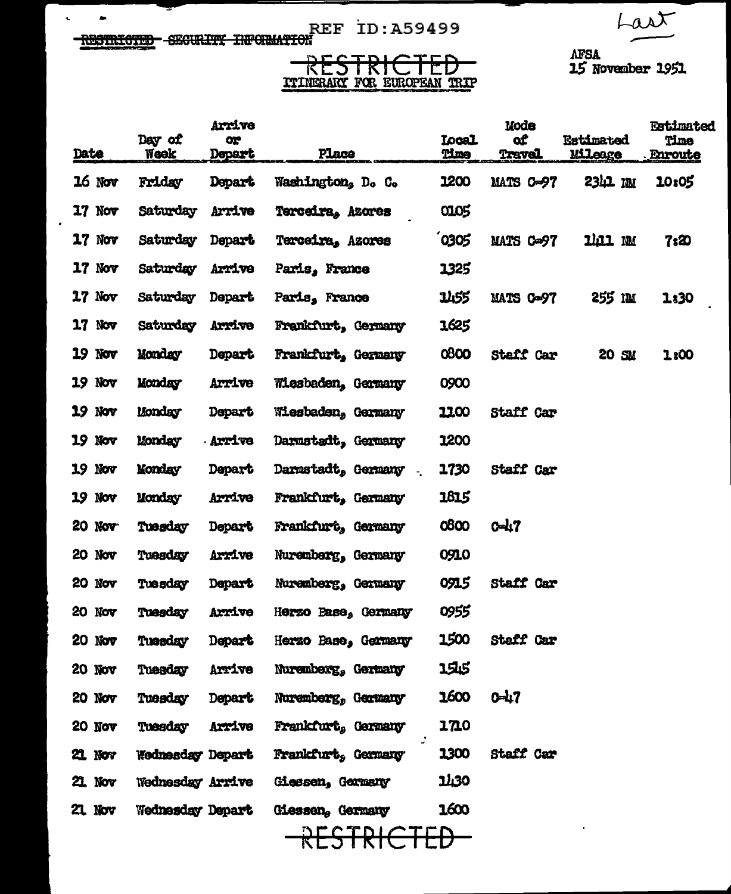~~RESTRICTED SECURITY INFORMATION~~ REF ID:A59499

Last

~~RESTRICTED~~

ITINERARY FOR EUROPEAN TRIP

AFSA
15 November 1951

| Date | Day of Week | Arrive or Depart | Place | Local Time | Mode of Travel | Estimated Mileage | Estimated Time Enroute |
|---|---|---|---|---|---|---|---|
| 16 Nov | Friday | Depart | Washington, D. C. | 1200 | MATS C-97 | 2341 NM | 10:05 |
| 17 Nov | Saturday | Arrive | Terceira, Azores | 0105 | | | |
| 17 Nov | Saturday | Depart | Terceira, Azores | 0305 | MATS C-97 | 1411 NM | 7:20 |
| 17 Nov | Saturday | Arrive | Paris, France | 1325 | | | |
| 17 Nov | Saturday | Depart | Paris, France | 1455 | MATS C-97 | 255 NM | 1:30 |
| 17 Nov | Saturday | Arrive | Frankfurt, Germany | 1625 | | | |
| 19 Nov | Monday | Depart | Frankfurt, Germany | 0800 | Staff Car | 20 SM | 1:00 |
| 19 Nov | Monday | Arrive | Wiesbaden, Germany | 0900 | | | |
| 19 Nov | Monday | Depart | Wiesbaden, Germany | 1100 | Staff Car | | |
| 19 Nov | Monday | Arrive | Darmstadt, Germany | 1200 | | | |
| 19 Nov | Monday | Depart | Darmstadt, Germany | 1730 | Staff Car | | |
| 19 Nov | Monday | Arrive | Frankfurt, Germany | 1815 | | | |
| 20 Nov | Tuesday | Depart | Frankfurt, Germany | 0800 | C-47 | | |
| 20 Nov | Tuesday | Arrive | Nuremberg, Germany | 0910 | | | |
| 20 Nov | Tuesday | Depart | Nuremberg, Germany | 0915 | Staff Car | | |
| 20 Nov | Tuesday | Arrive | Herzo Base, Germany | 0955 | | | |
| 20 Nov | Tuesday | Depart | Herzo Base, Germany | 1500 | Staff Car | | |
| 20 Nov | Tuesday | Arrive | Nuremberg, Germany | 1545 | | | |
| 20 Nov | Tuesday | Depart | Nuremberg, Germany | 1600 | C-47 | | |
| 20 Nov | Tuesday | Arrive | Frankfurt, Germany | 1710 | | | |
| 21 Nov | Wednesday | Depart | Frankfurt, Germany | 1300 | Staff Car | | |
| 21 Nov | Wednesday | Arrive | Giessen, Germany | 1430 | | | |
| 21 Nov | Wednesday | Depart | Giessen, Germany | 1600 | | | |

~~RESTRICTED~~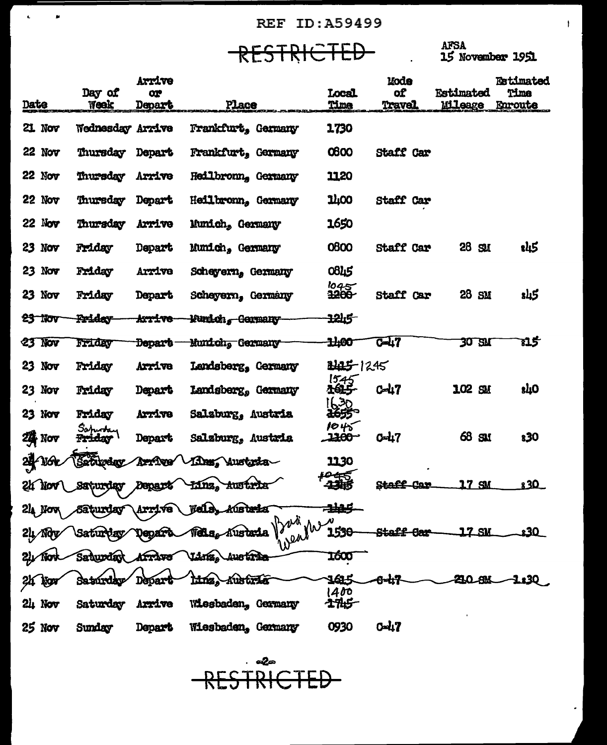REF ID:A59499

RESTRICTED

AFSA
15 November 1951

| Date | Day of Week | Arrive or Depart | Place | Local Time | Mode of Travel | Estimated Mileage | Estimated Time Enroute |
|---|---|---|---|---|---|---|---|
| 21 Nov | Wednesday | Arrive | Frankfurt, Germany | 1730 | | | |
| 22 Nov | Thursday | Depart | Frankfurt, Germany | 0800 | Staff Car | | |
| 22 Nov | Thursday | Arrive | Heilbronn, Germany | 1120 | | | |
| 22 Nov | Thursday | Depart | Heilbronn, Germany | 1400 | Staff Car | | |
| 22 Nov | Thursday | Arrive | Munich, Germany | 1650 | | | |
| 23 Nov | Friday | Depart | Munich, Germany | 0800 | Staff Car | 28 SM | :45 |
| 23 Nov | Friday | Arrive | Scheyern, Germany | 0845 | | | |
| 23 Nov | Friday | Depart | Scheyern, Germany | ~~1200~~ 1045 | Staff Car | 28 SM | :45 |
| ~~23 Nov~~ | ~~Friday~~ | ~~Arrive~~ | ~~Munich, Germany~~ | ~~1245~~ | | | |
| ~~23 Nov~~ | ~~Friday~~ | ~~Depart~~ | ~~Munich, Germany~~ | ~~1400~~ | ~~C-47~~ | ~~30 SM~~ | ~~:15~~ |
| 23 Nov | Friday | Arrive | Landsberg, Germany | ~~1415~~ 1245 | | | |
| 23 Nov | Friday | Depart | Landsberg, Germany | ~~1615~~ 1545 | C-47 | 102 SM | :40 |
| 23 Nov | Friday | Arrive | Salzburg, Austria | ~~1655~~ 1630 | | | |
| ~~23~~ 24 Nov | ~~Friday~~ Saturday | Depart | Salzburg, Austria | ~~1100~~ 1045 | C-47 | 68 SM | :30 |
| ~~24 Nov~~ | ~~Saturday~~ | ~~Arrive~~ | ~~Linz, Austria~~ | 1130 | | | |
| ~~24 Nov~~ | ~~Saturday~~ | ~~Depart~~ | ~~Linz, Austria~~ | ~~1345~~ | ~~Staff Car~~ | ~~17 SM~~ | ~~:30~~ |
| ~~24 Nov~~ | ~~Saturday~~ | ~~Arrive~~ | ~~Wels, Austria~~ | ~~1415~~ | | | |
| ~~24 Nov~~ | ~~Saturday~~ | ~~Depart~~ | ~~Wels, Austria~~ Bad weather | ~~1530~~ | ~~Staff Car~~ | ~~17 SM~~ | ~~:30~~ |
| ~~24 Nov~~ | ~~Saturday~~ | ~~Arrive~~ | ~~Linz, Austria~~ | ~~1600~~ | | | |
| ~~24 Nov~~ | ~~Saturday~~ | ~~Depart~~ | ~~Linz, Austria~~ | ~~1615~~ | ~~C-47~~ | ~~210 SM~~ | ~~1:30~~ |
| 24 Nov | Saturday | Arrive | Wiesbaden, Germany | ~~1745~~ 1400 | | | |
| 25 Nov | Sunday | Depart | Wiesbaden, Germany | 0930 | C-47 | | |

RESTRICTED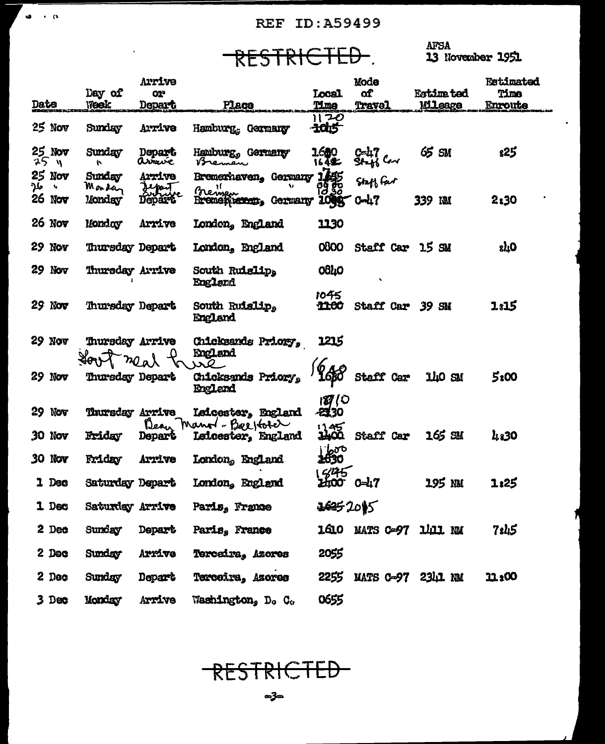REF ID:A59499

~~RESTRICTED~~.

AFSA
13 November 1951

| Date | Day of Week | Arrive or Depart | Place | Local Time | Mode of Travel | Estimated Mileage | Estimated Time Enroute |
|---|---|---|---|---|---|---|---|
| 25 Nov | Sunday | Arrive | Hamburg, Germany | ~~1045~~ 1120 | | | |
| 25 Nov | Sunday | Depart | Hamburg, Germany | 1600 | C-47 | 65 SM | :25 |
| 25 " | " | Arrive | Bremen | 1645 | Staff Car | | |
| 25 Nov | Sunday | Arrive | Bremerhaven, Germany | 1645 | Staff Car | | |
| 26 " | Monday | Depart | Bremen " | 0900 | | | |
| 26 Nov | Monday | ~~Depart~~ Arrive | Bremen ~~Bremerhaven~~, Germany | ~~1000~~ 1030 | C-47 | 339 NM | 2:30 |
| 26 Nov | Monday | Arrive | London, England | 1130 | | | |
| 29 Nov | Thursday | Depart | London, England | 0800 | Staff Car | 15 SM | :40 |
| 29 Nov | Thursday | Arrive | South Ruislip, England | 0840 | | | |
| 29 Nov | Thursday | Depart | South Ruislip, England | ~~1100~~ 1045 | Staff Car | 39 SM | 1:15 |
| 29 Nov | Thursday | Arrive | Chicksands Priory, England | 1215 | | | |
| | Govt meal here | | | | | | |
| 29 Nov | Thursday | Depart | Chicksands Priory, England | ~~1630~~ 1640 | Staff Car | 140 SM | 5:00 |
| 29 Nov | Thursday | Arrive | Leicester, England | ~~2130~~ 1810 | | | |
| | | | Beau Manor - Bell Hotel | | | | |
| 30 Nov | Friday | Depart | Leicester, England | ~~1400~~ 1145 | Staff Car | 165 SM | 4:30 |
| 30 Nov | Friday | Arrive | London, England | ~~1630~~ 1600 | | | |
| 1 Dec | Saturday | Depart | London, England | ~~1400~~ 1845 | C-47 | 195 NM | 1:25 |
| 1 Dec | Saturday | Arrive | Paris, France | ~~1625~~ 2015 | | | |
| 2 Dec | Sunday | Depart | Paris, France | 1610 | MATS C-97 | 1411 NM | 7:45 |
| 2 Dec | Sunday | Arrive | Terceira, Azores | 2055 | | | |
| 2 Dec | Sunday | Depart | Terceira, Azores | 2255 | MATS C-97 | 2341 NM | 11:00 |
| 3 Dec | Monday | Arrive | Washington, D. C. | 0655 | | | |

~~RESTRICTED~~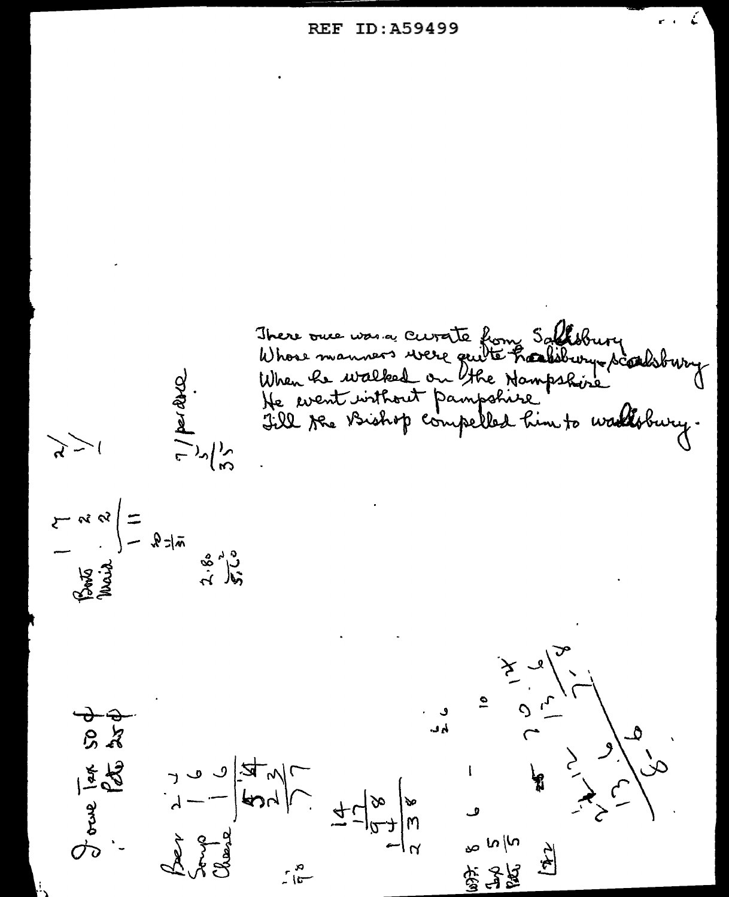REF ID:A59499

There once was a curate from Salisbury
Whose manners were quite halisbury-scalisbury
When he walked on the Hampshire
He went without pampshire
Till the Bishop compelled him to walisbury.

2/
1/

7/ per doz.
3/
3/3

| | | | |
|---|---|---|---|
| Boots | 1 | 7 | |
| Mais | 2 | 2 | |
| | 1 | 11 | |

2.80
2
5.60

Joue Tea 50 ¢
Pots 25 ¢

| | | |
|---|---|---|
| Beer | 2 | 2 |
| Soup | 1 | 6 |
| Cheese | 1 | 6 |
| | 5 | 14 |
| | 2 | 3 |
| | | 7 |

14
17
7 8
2 3 8

Boots 8 6
Sup 5 | 5
Pots

2 9 10 14
1 3 6 1
2 1 9
2 1 6
3 6 8